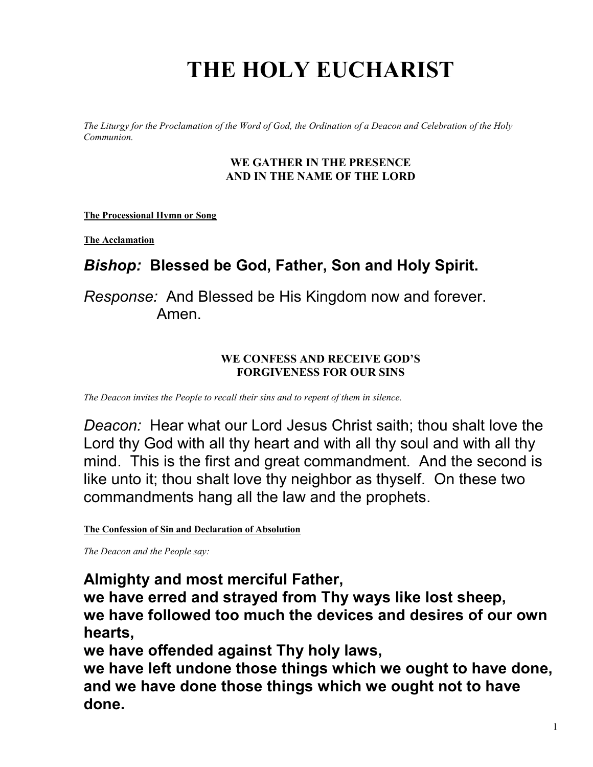# THE HOLY EUCHARIST

*The Liturgy for the Proclamation of the Word of God, the Ordination of a Deacon and Celebration of the Holy Communion.*

**WE GATHER IN THE PRESENCE**
**AND IN THE NAME OF THE LORD**

**The Processional Hymn or Song**

**The Acclamation**

***Bishop:*** **Blessed be God, Father, Son and Holy Spirit.**

*Response:* And Blessed be His Kingdom now and forever. Amen.

**WE CONFESS AND RECEIVE GOD'S**
**FORGIVENESS FOR OUR SINS**

*The Deacon invites the People to recall their sins and to repent of them in silence.*

*Deacon:* Hear what our Lord Jesus Christ saith; thou shalt love the Lord thy God with all thy heart and with all thy soul and with all thy mind. This is the first and great commandment. And the second is like unto it; thou shalt love thy neighbor as thyself. On these two commandments hang all the law and the prophets.

**The Confession of Sin and Declaration of Absolution**

*The Deacon and the People say:*

**Almighty and most merciful Father,**
**we have erred and strayed from Thy ways like lost sheep,**
**we have followed too much the devices and desires of our own hearts,**
**we have offended against Thy holy laws,**
**we have left undone those things which we ought to have done,**
**and we have done those things which we ought not to have done.**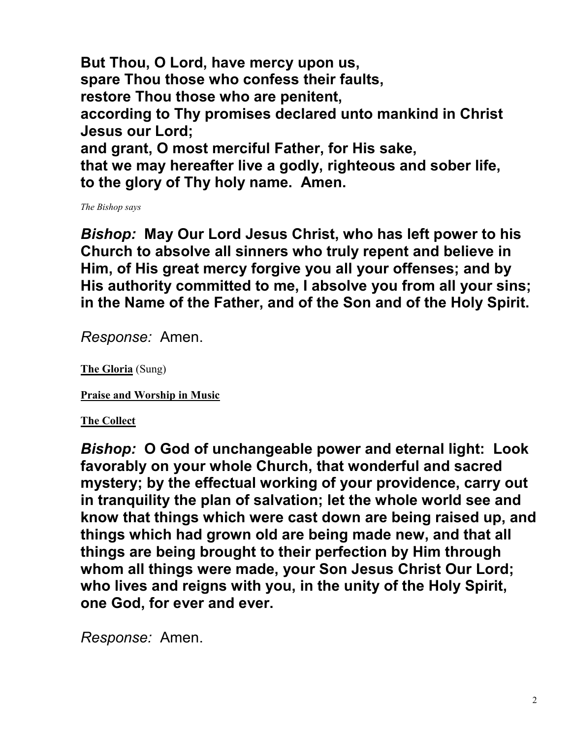**But Thou, O Lord, have mercy upon us,**
**spare Thou those who confess their faults,**
**restore Thou those who are penitent,**
**according to Thy promises declared unto mankind in Christ Jesus our Lord;**
**and grant, O most merciful Father, for His sake,**
**that we may hereafter live a godly, righteous and sober life,**
**to the glory of Thy holy name. Amen.**

*The Bishop says*

***Bishop:*** **May Our Lord Jesus Christ, who has left power to his Church to absolve all sinners who truly repent and believe in Him, of His great mercy forgive you all your offenses; and by His authority committed to me, I absolve you from all your sins; in the Name of the Father, and of the Son and of the Holy Spirit.**

*Response:* Amen.

**The Gloria** (Sung)

**Praise and Worship in Music**

**The Collect**

***Bishop:*** **O God of unchangeable power and eternal light: Look favorably on your whole Church, that wonderful and sacred mystery; by the effectual working of your providence, carry out in tranquility the plan of salvation; let the whole world see and know that things which were cast down are being raised up, and things which had grown old are being made new, and that all things are being brought to their perfection by Him through whom all things were made, your Son Jesus Christ Our Lord; who lives and reigns with you, in the unity of the Holy Spirit, one God, for ever and ever.**

*Response:* Amen.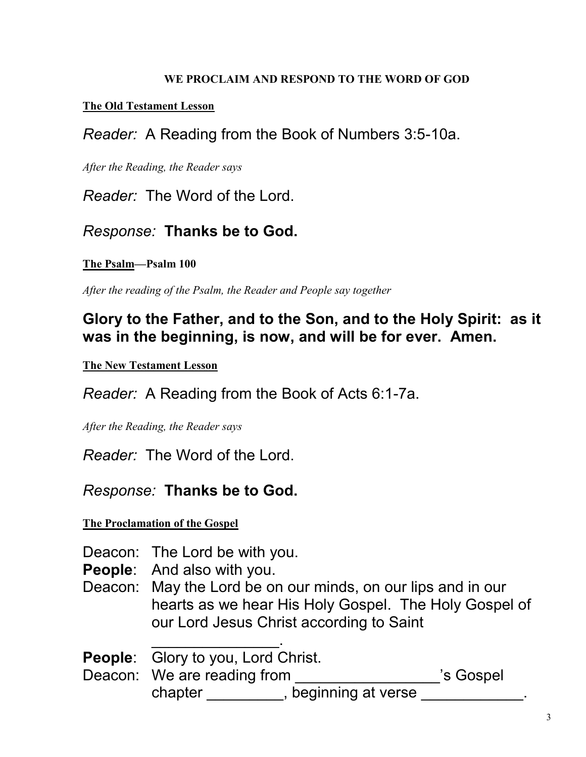## WE PROCLAIM AND RESPOND TO THE WORD OF GOD

**The Old Testament Lesson**

*Reader:* A Reading from the Book of Numbers 3:5-10a.

*After the Reading, the Reader says*

*Reader:* The Word of the Lord.

*Response:* **Thanks be to God.**

**The Psalm—Psalm 100**

*After the reading of the Psalm, the Reader and People say together*

**Glory to the Father, and to the Son, and to the Holy Spirit: as it was in the beginning, is now, and will be for ever. Amen.**

**The New Testament Lesson**

*Reader:* A Reading from the Book of Acts 6:1-7a.

*After the Reading, the Reader says*

*Reader:* The Word of the Lord.

*Response:* **Thanks be to God.**

**The Proclamation of the Gospel**

Deacon: The Lord be with you.
**People**: And also with you.
Deacon: May the Lord be on our minds, on our lips and in our hearts as we hear His Holy Gospel. The Holy Gospel of our Lord Jesus Christ according to Saint _______________.
**People**: Glory to you, Lord Christ.
Deacon: We are reading from ________________'s Gospel chapter _________, beginning at verse ____________.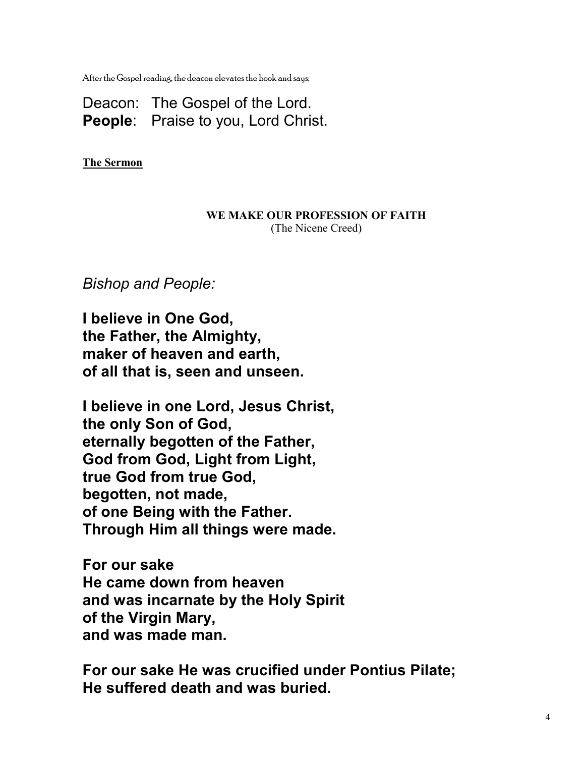After the Gospel reading, the deacon elevates the book and says:

Deacon: The Gospel of the Lord.
**People**: Praise to you, Lord Christ.

**The Sermon**

**WE MAKE OUR PROFESSION OF FAITH**
(The Nicene Creed)

*Bishop and People:*

**I believe in One God,
the Father, the Almighty,
maker of heaven and earth,
of all that is, seen and unseen.**

**I believe in one Lord, Jesus Christ,
the only Son of God,
eternally begotten of the Father,
God from God, Light from Light,
true God from true God,
begotten, not made,
of one Being with the Father.
Through Him all things were made.**

**For our sake
He came down from heaven
and was incarnate by the Holy Spirit
of the Virgin Mary,
and was made man.**

**For our sake He was crucified under Pontius Pilate;
He suffered death and was buried.**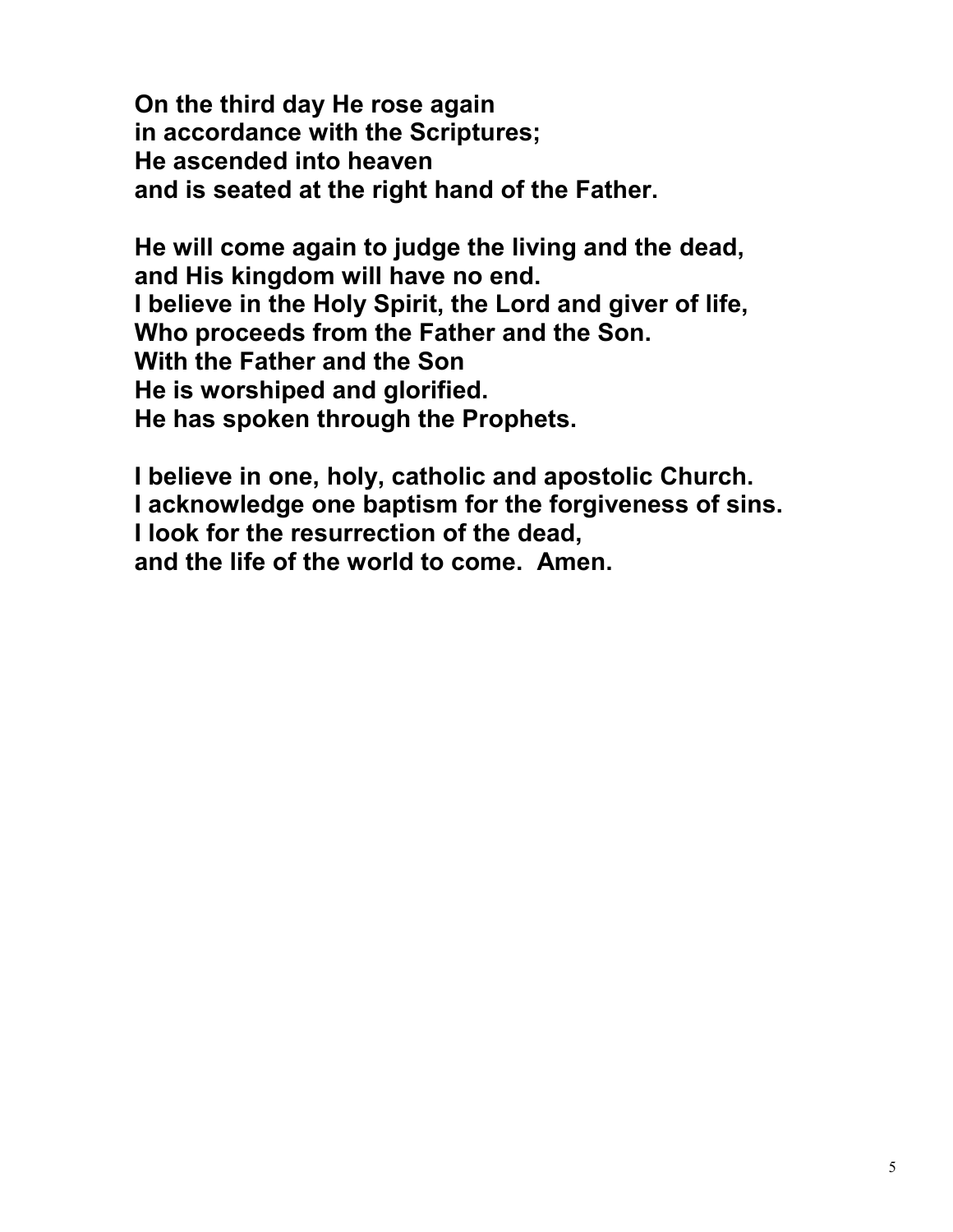**On the third day He rose again**
**in accordance with the Scriptures;**
**He ascended into heaven**
**and is seated at the right hand of the Father.**

**He will come again to judge the living and the dead,**
**and His kingdom will have no end.**
**I believe in the Holy Spirit, the Lord and giver of life,**
**Who proceeds from the Father and the Son.**
**With the Father and the Son**
**He is worshiped and glorified.**
**He has spoken through the Prophets.**

**I believe in one, holy, catholic and apostolic Church.**
**I acknowledge one baptism for the forgiveness of sins.**
**I look for the resurrection of the dead,**
**and the life of the world to come. Amen.**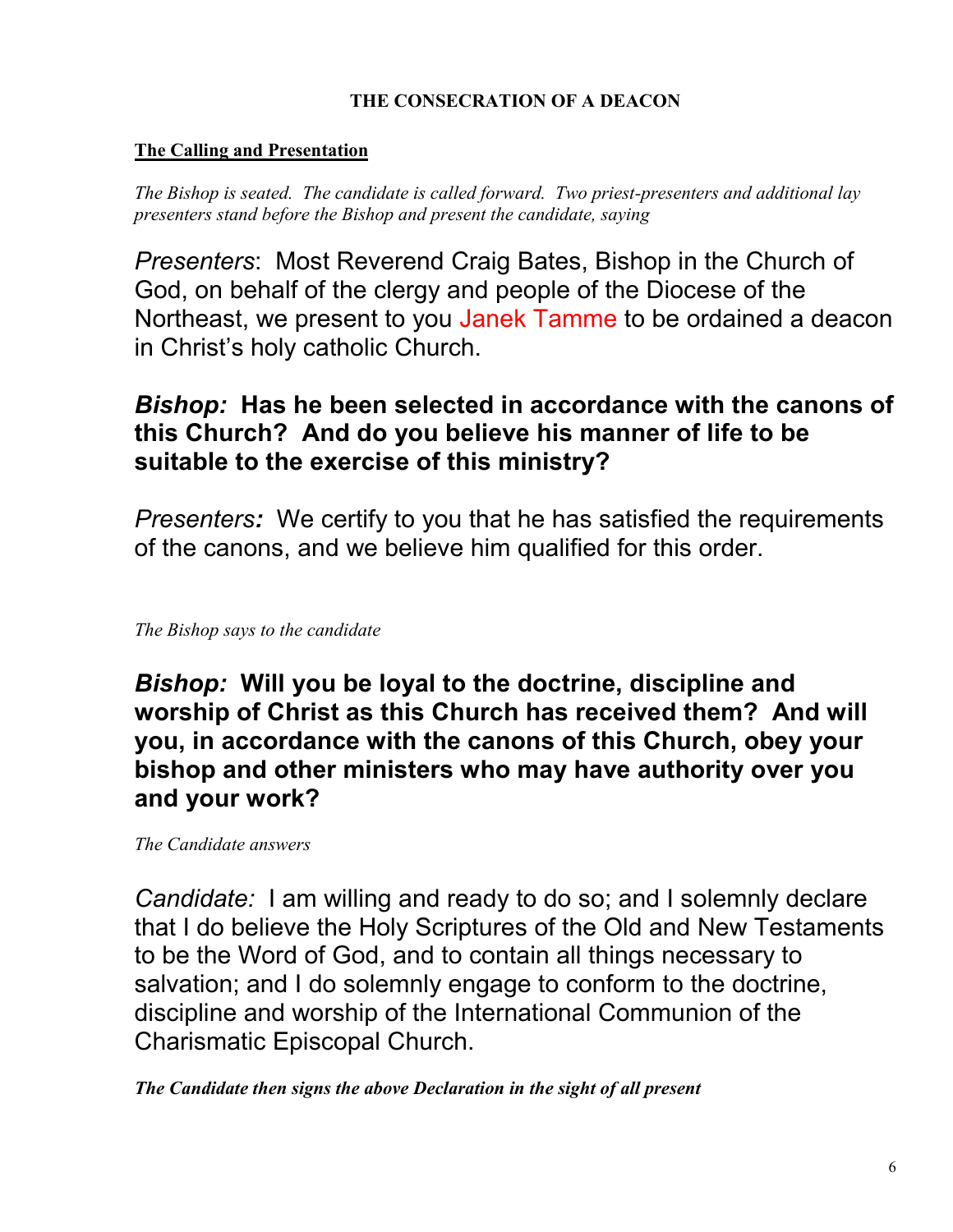**THE CONSECRATION OF A DEACON**

**The Calling and Presentation**

*The Bishop is seated. The candidate is called forward. Two priest-presenters and additional lay presenters stand before the Bishop and present the candidate, saying*

*Presenters*: Most Reverend Craig Bates, Bishop in the Church of God, on behalf of the clergy and people of the Diocese of the Northeast, we present to you Janek Tamme to be ordained a deacon in Christ's holy catholic Church.

***Bishop:* Has he been selected in accordance with the canons of this Church? And do you believe his manner of life to be suitable to the exercise of this ministry?**

*Presenters:* We certify to you that he has satisfied the requirements of the canons, and we believe him qualified for this order.

*The Bishop says to the candidate*

***Bishop:* Will you be loyal to the doctrine, discipline and worship of Christ as this Church has received them? And will you, in accordance with the canons of this Church, obey your bishop and other ministers who may have authority over you and your work?**

*The Candidate answers*

*Candidate:* I am willing and ready to do so; and I solemnly declare that I do believe the Holy Scriptures of the Old and New Testaments to be the Word of God, and to contain all things necessary to salvation; and I do solemnly engage to conform to the doctrine, discipline and worship of the International Communion of the Charismatic Episcopal Church.

***The Candidate then signs the above Declaration in the sight of all present***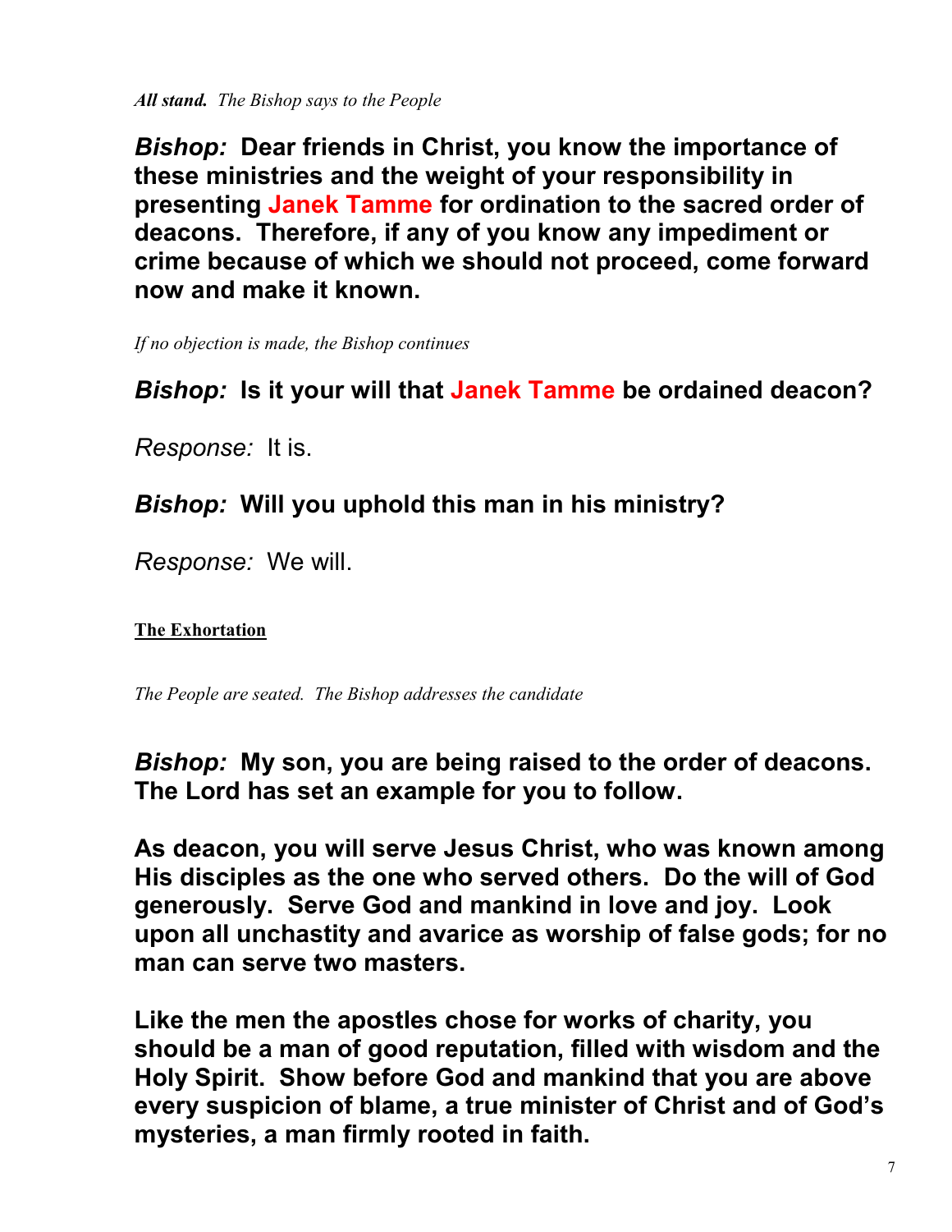***All stand.*** *The Bishop says to the People*

***Bishop:*** **Dear friends in Christ, you know the importance of these ministries and the weight of your responsibility in presenting Janek Tamme for ordination to the sacred order of deacons. Therefore, if any of you know any impediment or crime because of which we should not proceed, come forward now and make it known.**

*If no objection is made, the Bishop continues*

***Bishop:*** **Is it your will that Janek Tamme be ordained deacon?**

*Response:* It is.

***Bishop:*** **Will you uphold this man in his ministry?**

*Response:* We will.

**The Exhortation**

*The People are seated. The Bishop addresses the candidate*

***Bishop:*** **My son, you are being raised to the order of deacons. The Lord has set an example for you to follow.**

**As deacon, you will serve Jesus Christ, who was known among His disciples as the one who served others. Do the will of God generously. Serve God and mankind in love and joy. Look upon all unchastity and avarice as worship of false gods; for no man can serve two masters.**

**Like the men the apostles chose for works of charity, you should be a man of good reputation, filled with wisdom and the Holy Spirit. Show before God and mankind that you are above every suspicion of blame, a true minister of Christ and of God's mysteries, a man firmly rooted in faith.**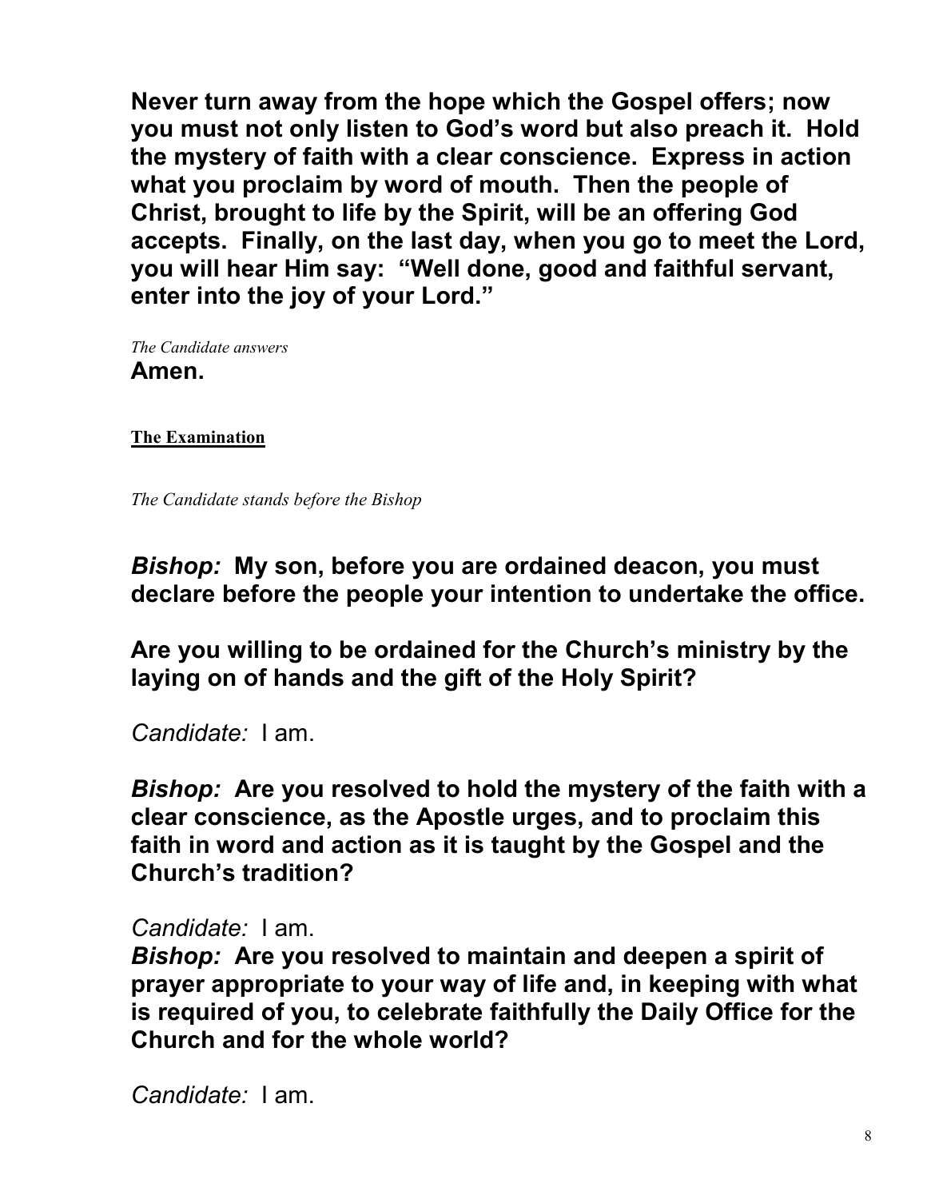**Never turn away from the hope which the Gospel offers; now you must not only listen to God's word but also preach it. Hold the mystery of faith with a clear conscience. Express in action what you proclaim by word of mouth. Then the people of Christ, brought to life by the Spirit, will be an offering God accepts. Finally, on the last day, when you go to meet the Lord, you will hear Him say: "Well done, good and faithful servant, enter into the joy of your Lord."**

*The Candidate answers*

**Amen.**

**The Examination**

*The Candidate stands before the Bishop*

***Bishop:*** **My son, before you are ordained deacon, you must declare before the people your intention to undertake the office.**

**Are you willing to be ordained for the Church's ministry by the laying on of hands and the gift of the Holy Spirit?**

*Candidate:* I am.

***Bishop:*** **Are you resolved to hold the mystery of the faith with a clear conscience, as the Apostle urges, and to proclaim this faith in word and action as it is taught by the Gospel and the Church's tradition?**

*Candidate:* I am.

***Bishop:*** **Are you resolved to maintain and deepen a spirit of prayer appropriate to your way of life and, in keeping with what is required of you, to celebrate faithfully the Daily Office for the Church and for the whole world?**

*Candidate:* I am.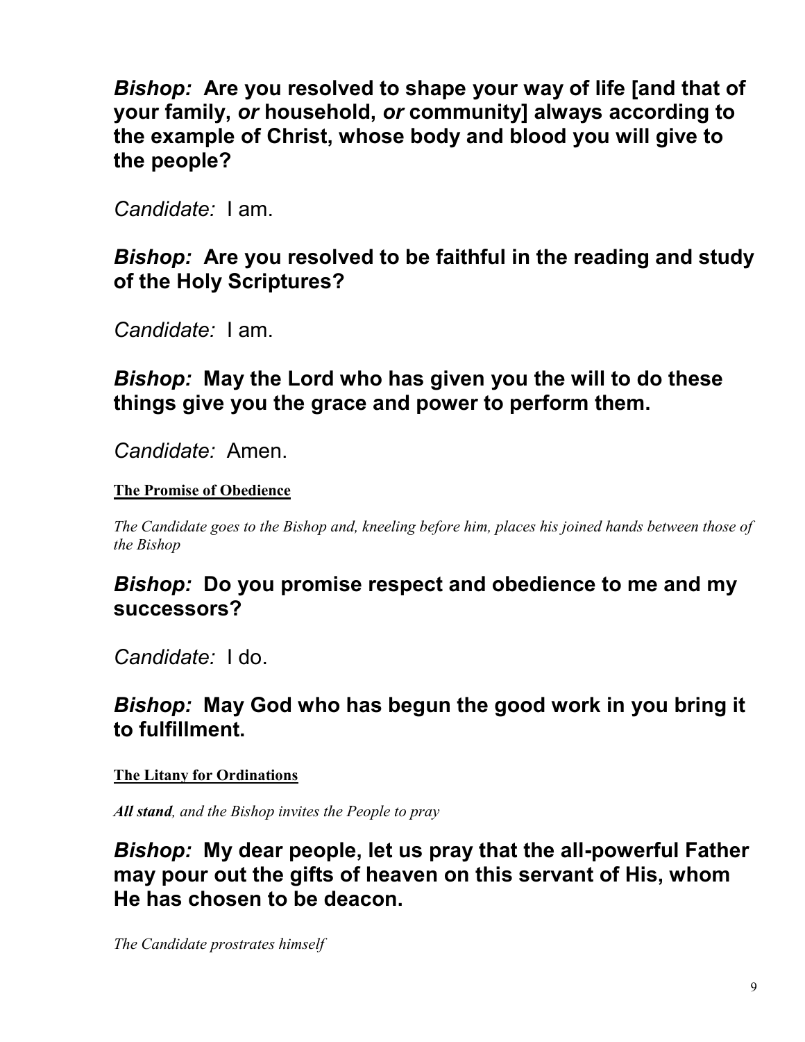***Bishop:*** **Are you resolved to shape your way of life [and that of your family, *or* household, *or* community] always according to the example of Christ, whose body and blood you will give to the people?**

*Candidate:* I am.

***Bishop:*** **Are you resolved to be faithful in the reading and study of the Holy Scriptures?**

*Candidate:* I am.

***Bishop:*** **May the Lord who has given you the will to do these things give you the grace and power to perform them.**

*Candidate:* Amen.

**The Promise of Obedience**

*The Candidate goes to the Bishop and, kneeling before him, places his joined hands between those of the Bishop*

***Bishop:*** **Do you promise respect and obedience to me and my successors?**

*Candidate:* I do.

***Bishop:*** **May God who has begun the good work in you bring it to fulfillment.**

**The Litany for Ordinations**

***All stand****, and the Bishop invites the People to pray*

***Bishop:*** **My dear people, let us pray that the all-powerful Father may pour out the gifts of heaven on this servant of His, whom He has chosen to be deacon.**

*The Candidate prostrates himself*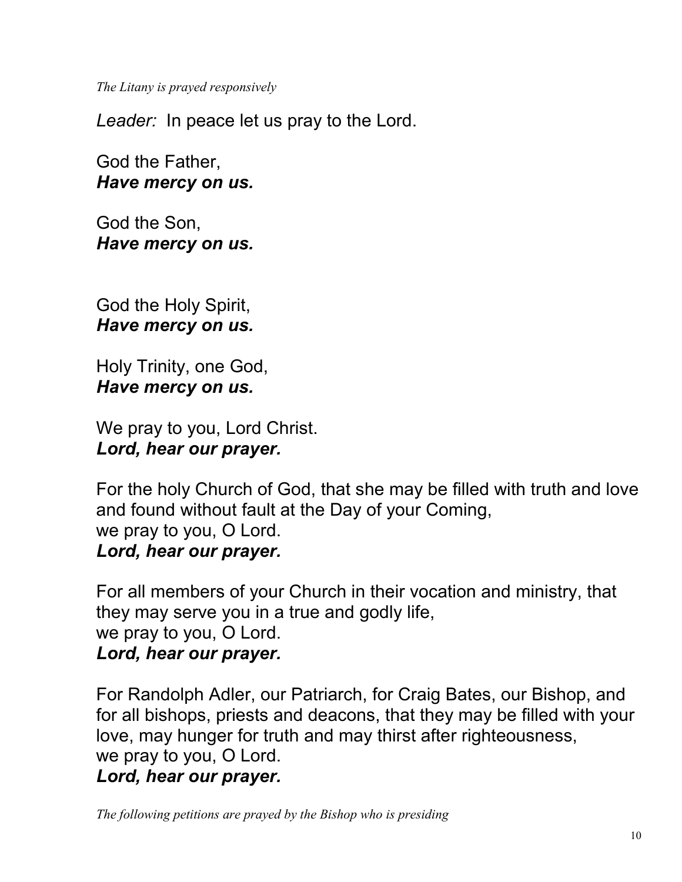*The Litany is prayed responsively*

*Leader:* In peace let us pray to the Lord.

God the Father,
***Have mercy on us.***

God the Son,
***Have mercy on us.***

God the Holy Spirit,
***Have mercy on us.***

Holy Trinity, one God,
***Have mercy on us.***

We pray to you, Lord Christ.
***Lord, hear our prayer.***

For the holy Church of God, that she may be filled with truth and love and found without fault at the Day of your Coming,
we pray to you, O Lord.
***Lord, hear our prayer.***

For all members of your Church in their vocation and ministry, that they may serve you in a true and godly life,
we pray to you, O Lord.
***Lord, hear our prayer.***

For Randolph Adler, our Patriarch, for Craig Bates, our Bishop, and for all bishops, priests and deacons, that they may be filled with your love, may hunger for truth and may thirst after righteousness,
we pray to you, O Lord.
***Lord, hear our prayer.***

*The following petitions are prayed by the Bishop who is presiding*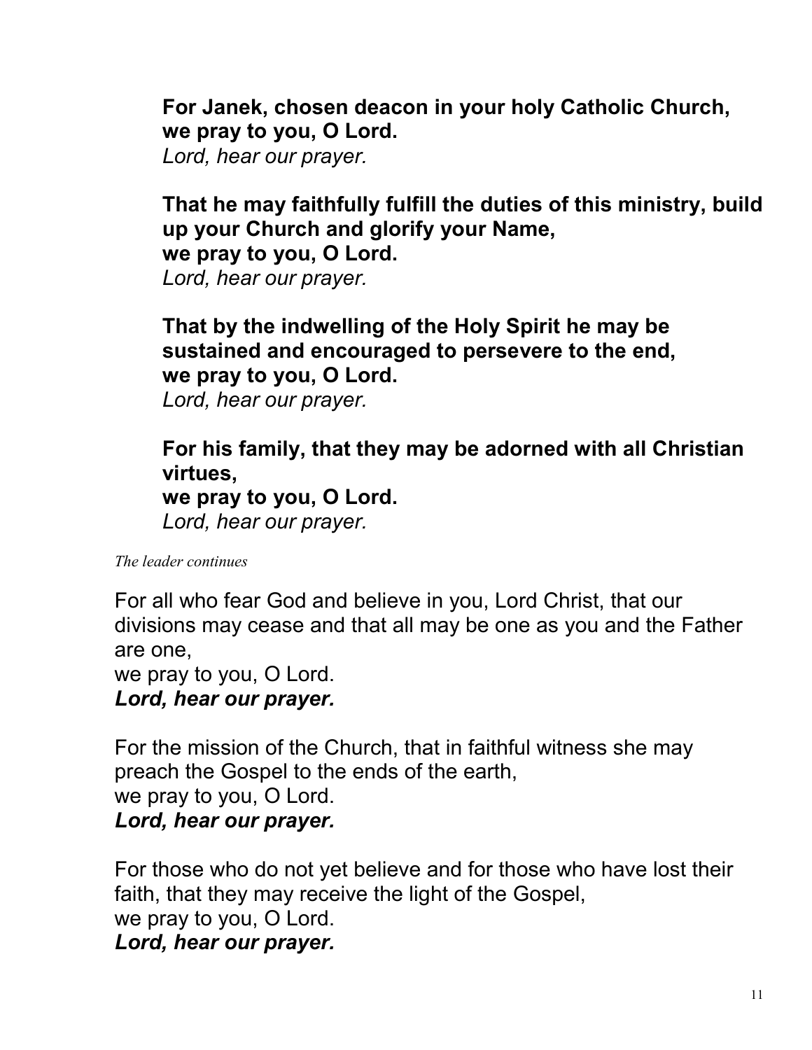**For Janek, chosen deacon in your holy Catholic Church,**
**we pray to you, O Lord.**
*Lord, hear our prayer.*

**That he may faithfully fulfill the duties of this ministry, build up your Church and glorify your Name,**
**we pray to you, O Lord.**
*Lord, hear our prayer.*

**That by the indwelling of the Holy Spirit he may be sustained and encouraged to persevere to the end,**
**we pray to you, O Lord.**
*Lord, hear our prayer.*

**For his family, that they may be adorned with all Christian virtues,**
**we pray to you, O Lord.**
*Lord, hear our prayer.*

*The leader continues*

For all who fear God and believe in you, Lord Christ, that our divisions may cease and that all may be one as you and the Father are one,
we pray to you, O Lord.
***Lord, hear our prayer.***

For the mission of the Church, that in faithful witness she may preach the Gospel to the ends of the earth,
we pray to you, O Lord.
***Lord, hear our prayer.***

For those who do not yet believe and for those who have lost their faith, that they may receive the light of the Gospel,
we pray to you, O Lord.
***Lord, hear our prayer.***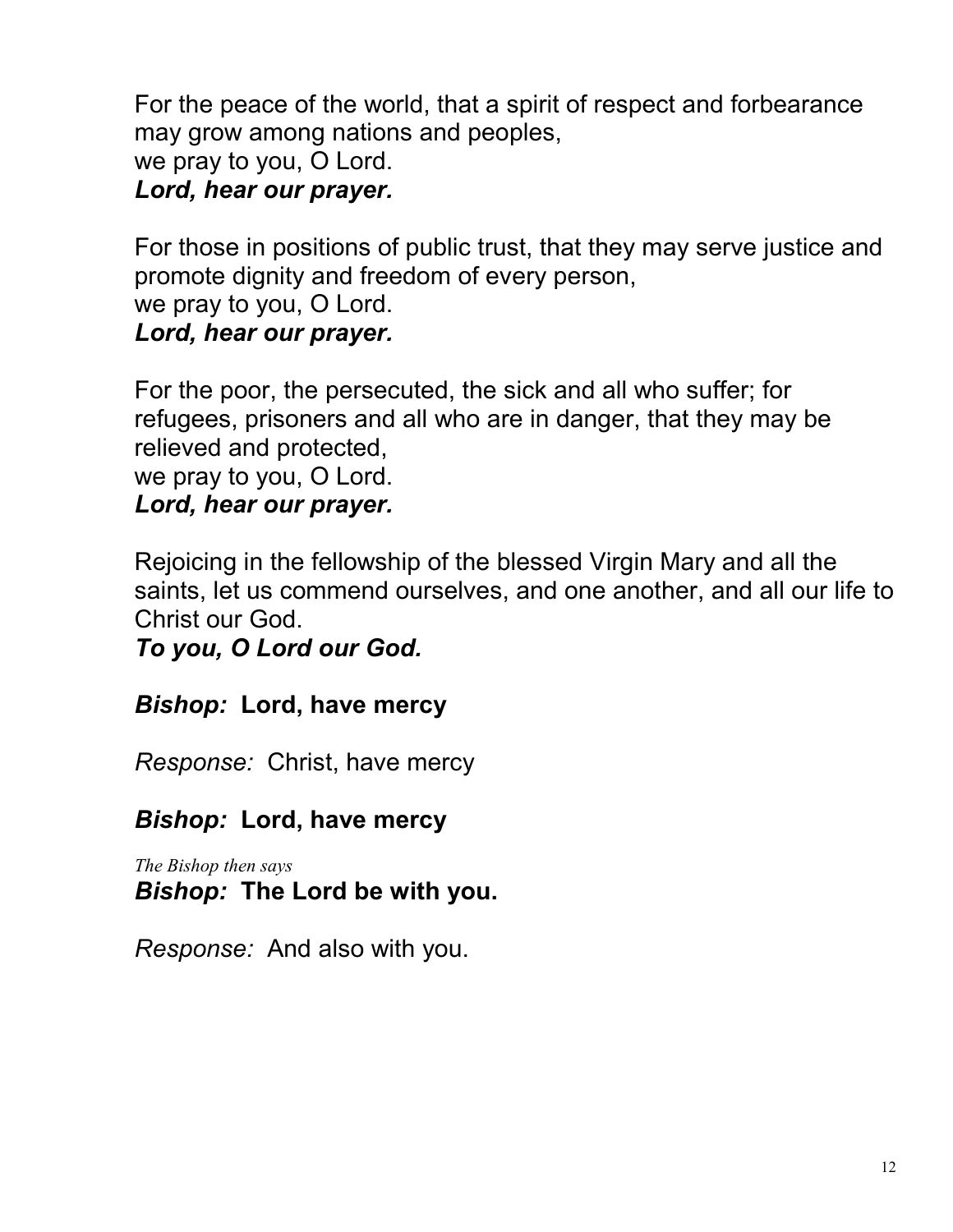For the peace of the world, that a spirit of respect and forbearance may grow among nations and peoples,
we pray to you, O Lord.
***Lord, hear our prayer.***

For those in positions of public trust, that they may serve justice and promote dignity and freedom of every person,
we pray to you, O Lord.
***Lord, hear our prayer.***

For the poor, the persecuted, the sick and all who suffer; for refugees, prisoners and all who are in danger, that they may be relieved and protected,
we pray to you, O Lord.
***Lord, hear our prayer.***

Rejoicing in the fellowship of the blessed Virgin Mary and all the saints, let us commend ourselves, and one another, and all our life to Christ our God.
***To you, O Lord our God.***

***Bishop:*** **Lord, have mercy**

*Response:* Christ, have mercy

***Bishop:*** **Lord, have mercy**

*The Bishop then says*
***Bishop:*** **The Lord be with you.**

*Response:* And also with you.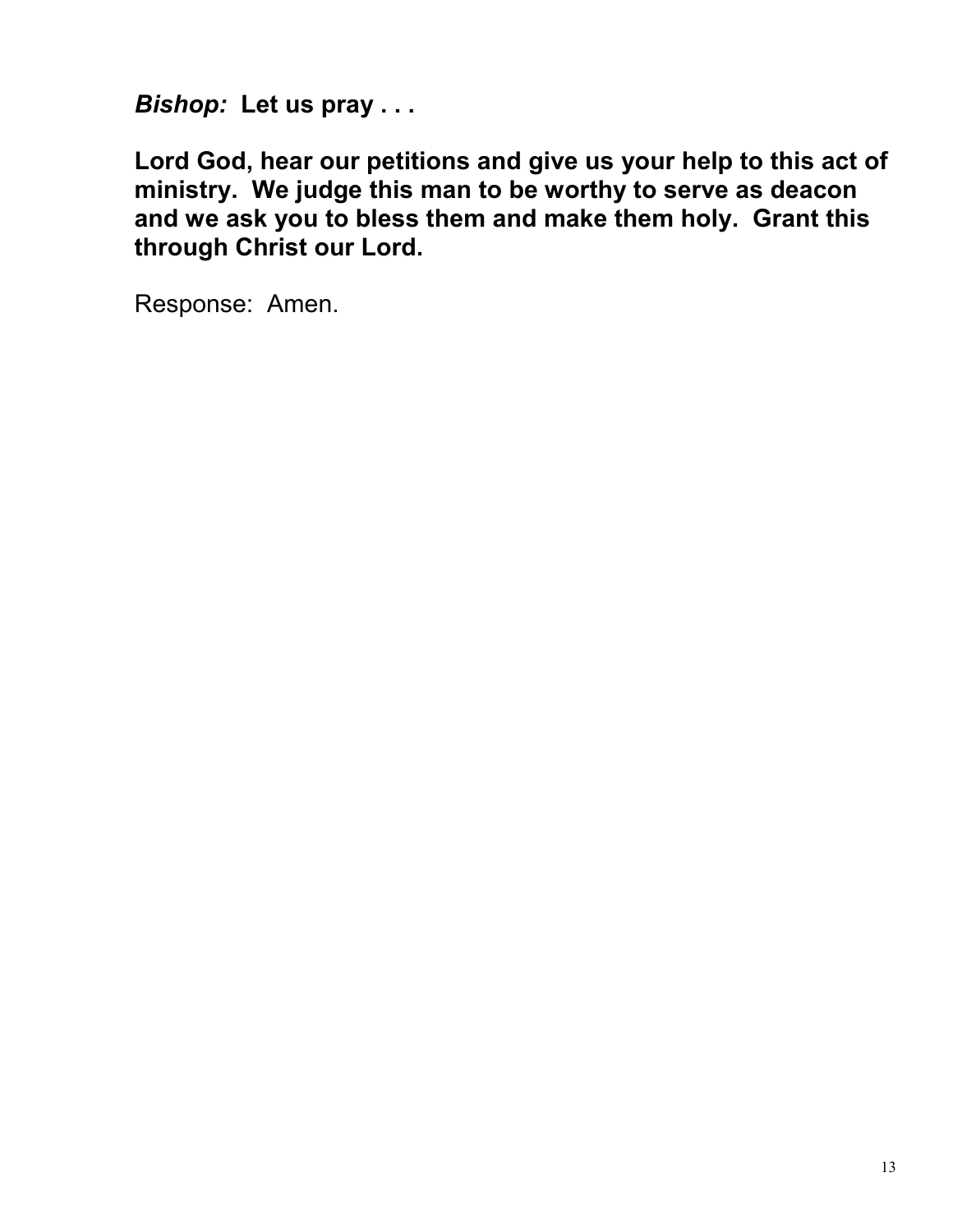***Bishop:* Let us pray . . .**

**Lord God, hear our petitions and give us your help to this act of ministry. We judge this man to be worthy to serve as deacon and we ask you to bless them and make them holy. Grant this through Christ our Lord.**

Response: Amen.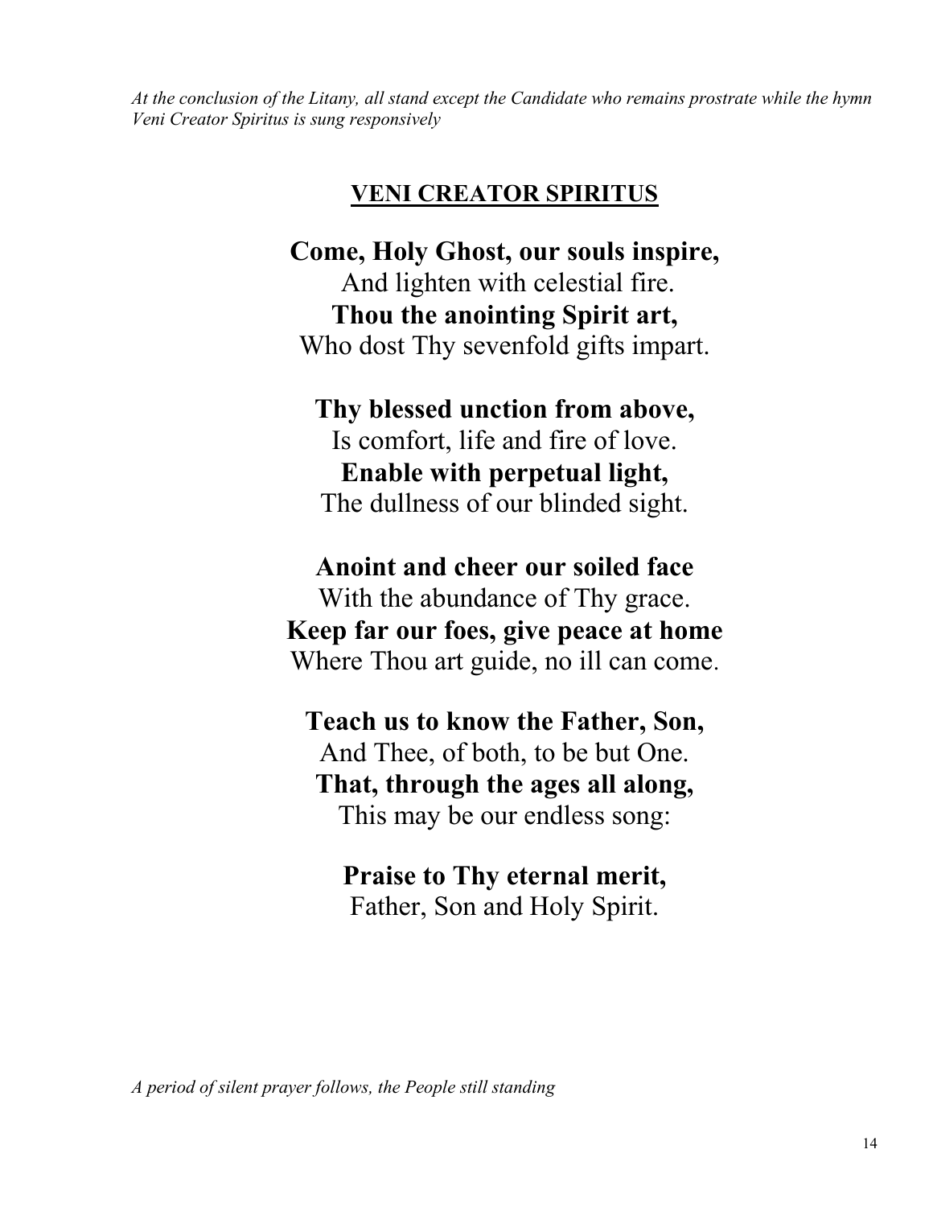*At the conclusion of the Litany, all stand except the Candidate who remains prostrate while the hymn Veni Creator Spiritus is sung responsively*

## VENI CREATOR SPIRITUS

**Come, Holy Ghost, our souls inspire,**
And lighten with celestial fire.
**Thou the anointing Spirit art,**
Who dost Thy sevenfold gifts impart.

**Thy blessed unction from above,**
Is comfort, life and fire of love.
**Enable with perpetual light,**
The dullness of our blinded sight.

**Anoint and cheer our soiled face**
With the abundance of Thy grace.
**Keep far our foes, give peace at home**
Where Thou art guide, no ill can come.

**Teach us to know the Father, Son,**
And Thee, of both, to be but One.
**That, through the ages all along,**
This may be our endless song:

**Praise to Thy eternal merit,**
Father, Son and Holy Spirit.

*A period of silent prayer follows, the People still standing*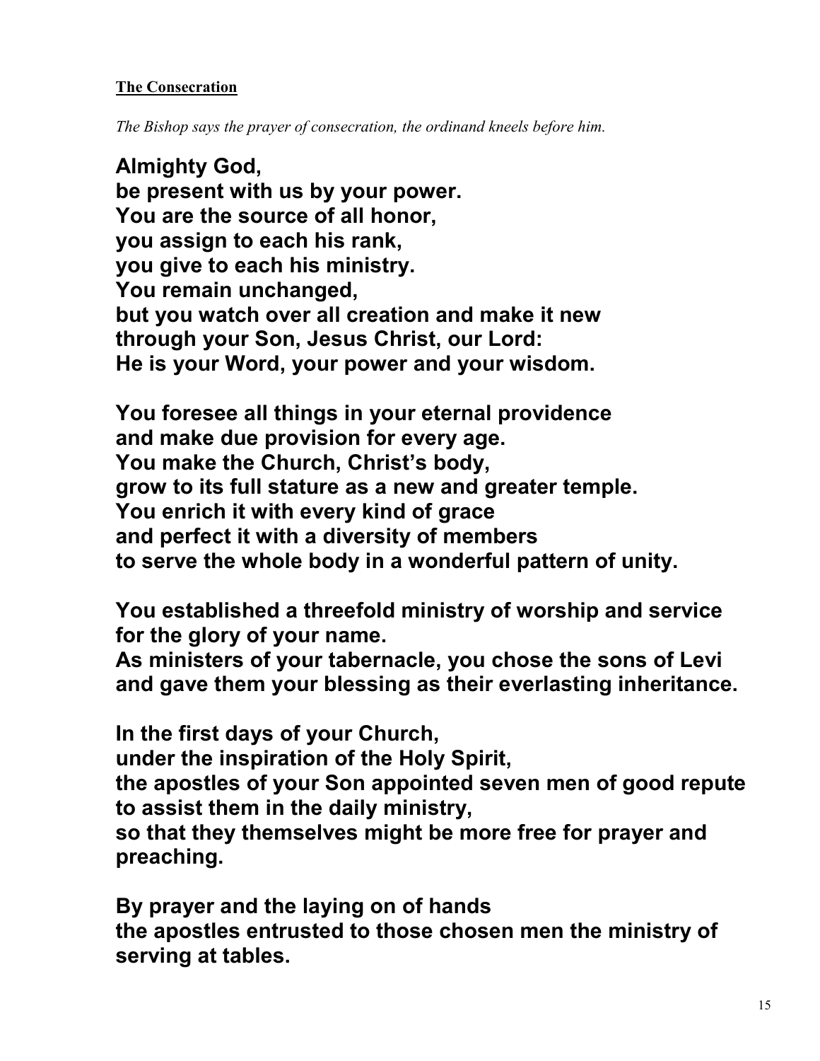**The Consecration**

*The Bishop says the prayer of consecration, the ordinand kneels before him.*

**Almighty God,**
**be present with us by your power.**
**You are the source of all honor,**
**you assign to each his rank,**
**you give to each his ministry.**
**You remain unchanged,**
**but you watch over all creation and make it new**
**through your Son, Jesus Christ, our Lord:**
**He is your Word, your power and your wisdom.**

**You foresee all things in your eternal providence**
**and make due provision for every age.**
**You make the Church, Christ's body,**
**grow to its full stature as a new and greater temple.**
**You enrich it with every kind of grace**
**and perfect it with a diversity of members**
**to serve the whole body in a wonderful pattern of unity.**

**You established a threefold ministry of worship and service**
**for the glory of your name.**
**As ministers of your tabernacle, you chose the sons of Levi**
**and gave them your blessing as their everlasting inheritance.**

**In the first days of your Church,**
**under the inspiration of the Holy Spirit,**
**the apostles of your Son appointed seven men of good repute**
**to assist them in the daily ministry,**
**so that they themselves might be more free for prayer and preaching.**

**By prayer and the laying on of hands**
**the apostles entrusted to those chosen men the ministry of serving at tables.**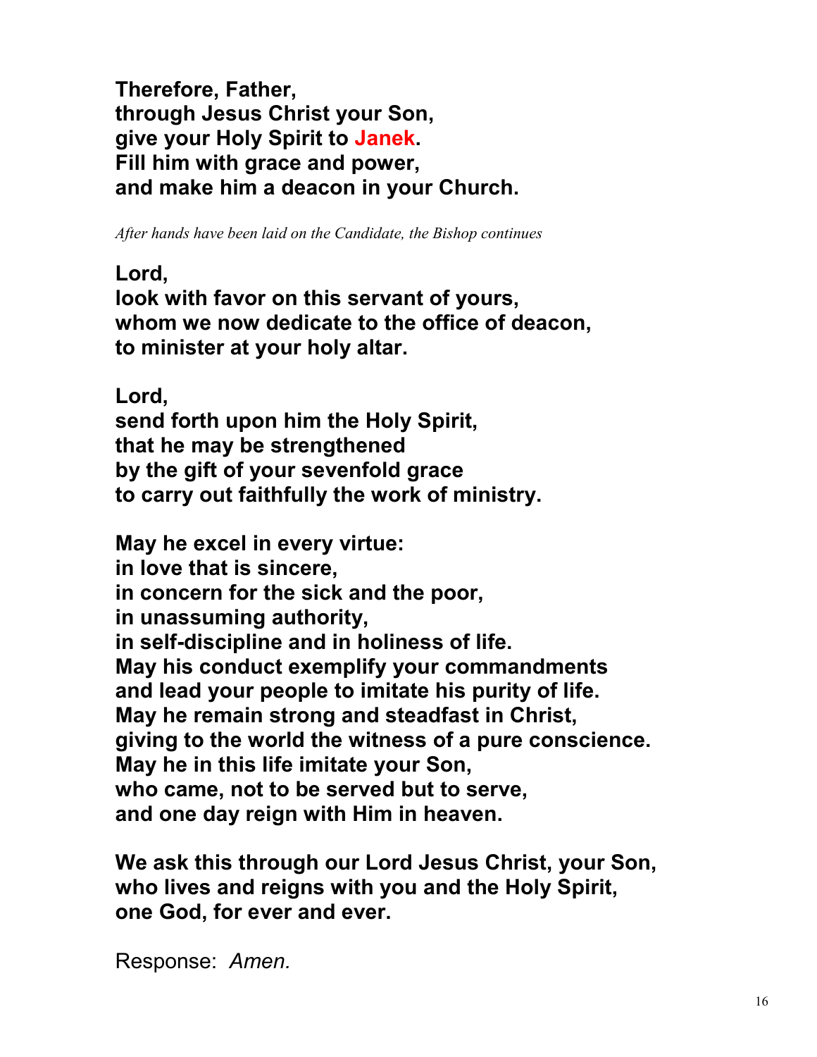**Therefore, Father,**
**through Jesus Christ your Son,**
**give your Holy Spirit to Janek.**
**Fill him with grace and power,**
**and make him a deacon in your Church.**

*After hands have been laid on the Candidate, the Bishop continues*

**Lord,**
**look with favor on this servant of yours,**
**whom we now dedicate to the office of deacon,**
**to minister at your holy altar.**

**Lord,**
**send forth upon him the Holy Spirit,**
**that he may be strengthened**
**by the gift of your sevenfold grace**
**to carry out faithfully the work of ministry.**

**May he excel in every virtue:**
**in love that is sincere,**
**in concern for the sick and the poor,**
**in unassuming authority,**
**in self-discipline and in holiness of life.**
**May his conduct exemplify your commandments**
**and lead your people to imitate his purity of life.**
**May he remain strong and steadfast in Christ,**
**giving to the world the witness of a pure conscience.**
**May he in this life imitate your Son,**
**who came, not to be served but to serve,**
**and one day reign with Him in heaven.**

**We ask this through our Lord Jesus Christ, your Son,**
**who lives and reigns with you and the Holy Spirit,**
**one God, for ever and ever.**

Response: *Amen.*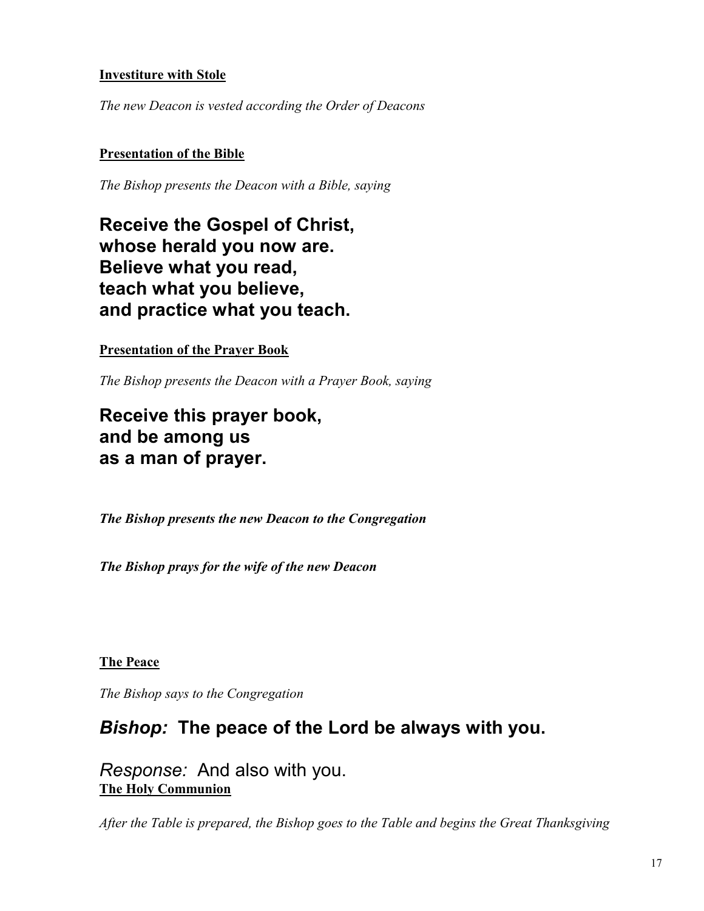**Investiture with Stole**

*The new Deacon is vested according the Order of Deacons*

**Presentation of the Bible**

*The Bishop presents the Deacon with a Bible, saying*

**Receive the Gospel of Christ,**
**whose herald you now are.**
**Believe what you read,**
**teach what you believe,**
**and practice what you teach.**

**Presentation of the Prayer Book**

*The Bishop presents the Deacon with a Prayer Book, saying*

**Receive this prayer book,**
**and be among us**
**as a man of prayer.**

***The Bishop presents the new Deacon to the Congregation***

***The Bishop prays for the wife of the new Deacon***

**The Peace**

*The Bishop says to the Congregation*

***Bishop:*** **The peace of the Lord be always with you.**

*Response:* And also with you.

**The Holy Communion**

*After the Table is prepared, the Bishop goes to the Table and begins the Great Thanksgiving*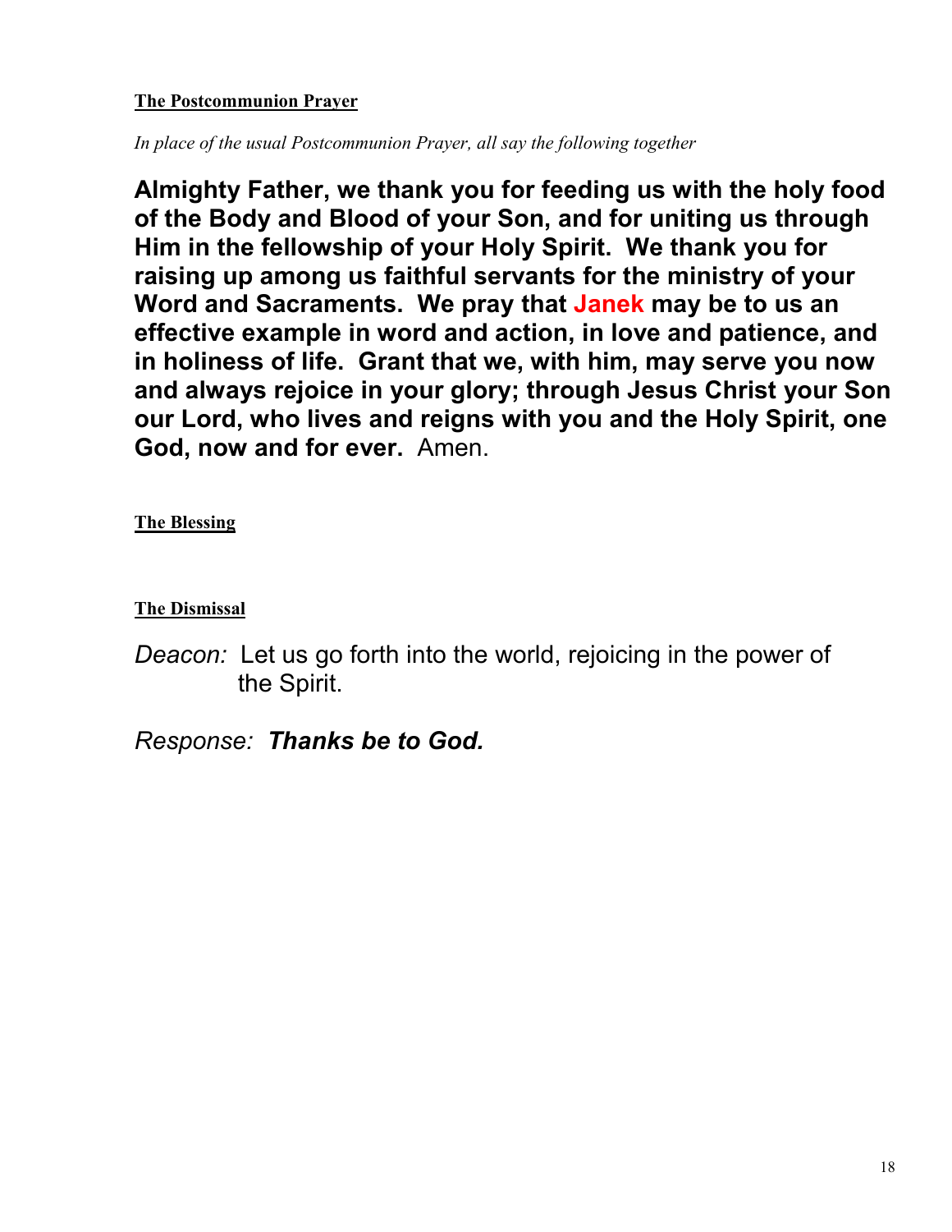**The Postcommunion Prayer**

*In place of the usual Postcommunion Prayer, all say the following together*

**Almighty Father, we thank you for feeding us with the holy food of the Body and Blood of your Son, and for uniting us through Him in the fellowship of your Holy Spirit. We thank you for raising up among us faithful servants for the ministry of your Word and Sacraments. We pray that Janek may be to us an effective example in word and action, in love and patience, and in holiness of life. Grant that we, with him, may serve you now and always rejoice in your glory; through Jesus Christ your Son our Lord, who lives and reigns with you and the Holy Spirit, one God, now and for ever.** Amen.

**The Blessing**

**The Dismissal**

*Deacon:* Let us go forth into the world, rejoicing in the power of the Spirit.

*Response:* ***Thanks be to God.***